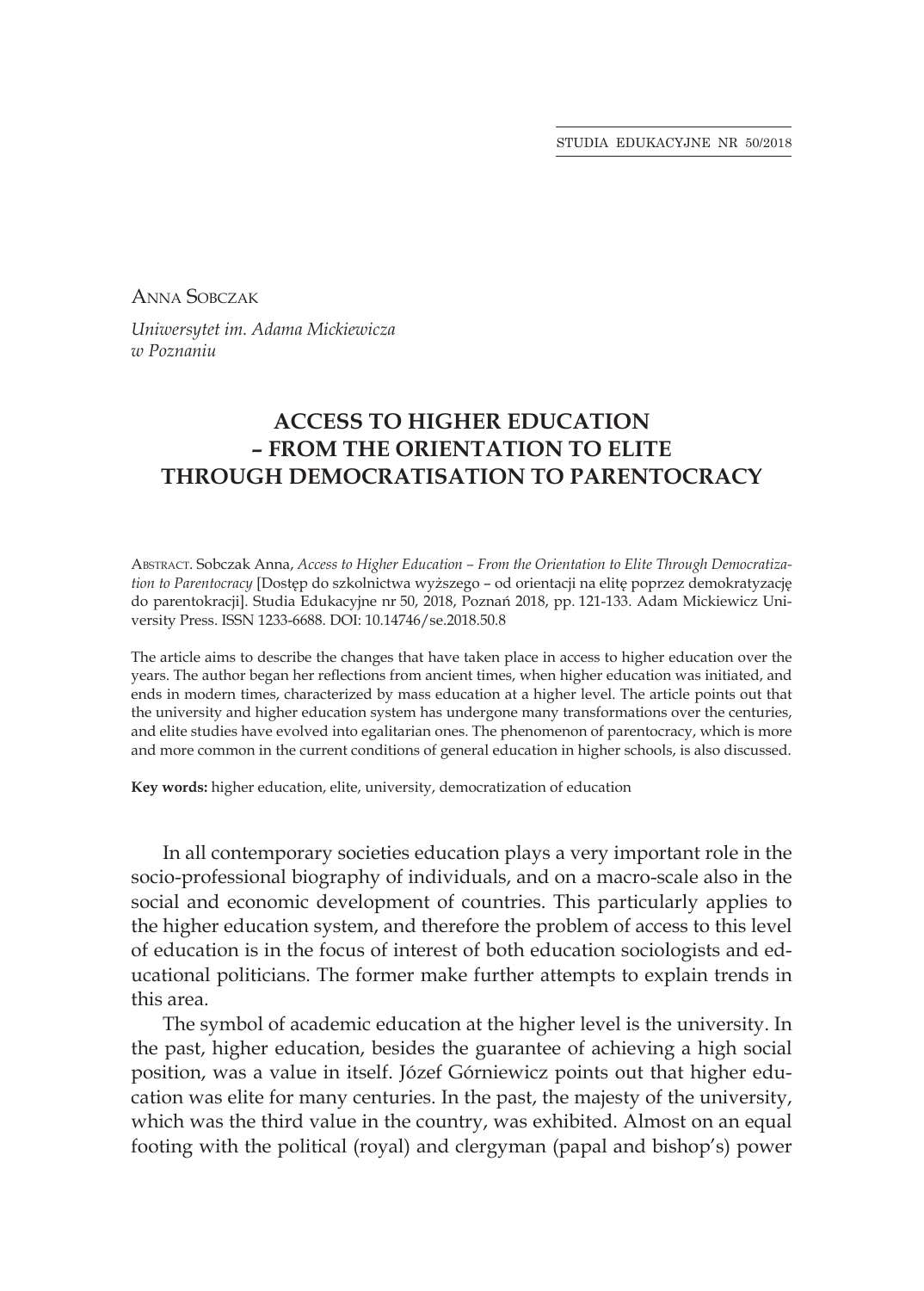Anna Sobczak

*Uniwersytet im. Adama Mickiewicza w Poznaniu*

# ACCESS TO HIGHER EDUCATION – FROM THE ORIENTATION TO ELITE THROUGH DEMOCRATISATION TO PARENTOCRACY

Abstract. Sobczak Anna, *Access to Higher Education – From the Orientation to Elite Through Democratization to Parentocracy* [Dostęp do szkolnictwa wyższego – od orientacji na elitę poprzez demokratyzację do parentokracji]. Studia Edukacyjne nr 50, 2018, Poznań 2018, pp. 121-133. Adam Mickiewicz University Press. ISSN 1233-6688. DOI: 10.14746/se.2018.50.8

The article aims to describe the changes that have taken place in access to higher education over the years. The author began her reflections from ancient times, when higher education was initiated, and ends in modern times, characterized by mass education at a higher level. The article points out that the university and higher education system has undergone many transformations over the centuries, and elite studies have evolved into egalitarian ones. The phenomenon of parentocracy, which is more and more common in the current conditions of general education in higher schools, is also discussed.

**Key words:** higher education, elite, university, democratization of education

In all contemporary societies education plays a very important role in the socio-professional biography of individuals, and on a macro-scale also in the social and economic development of countries. This particularly applies to the higher education system, and therefore the problem of access to this level of education is in the focus of interest of both education sociologists and educational politicians. The former make further attempts to explain trends in this area.

The symbol of academic education at the higher level is the university. In the past, higher education, besides the guarantee of achieving a high social position, was a value in itself. Józef Górniewicz points out that higher education was elite for many centuries. In the past, the majesty of the university, which was the third value in the country, was exhibited. Almost on an equal footing with the political (royal) and clergyman (papal and bishop's) power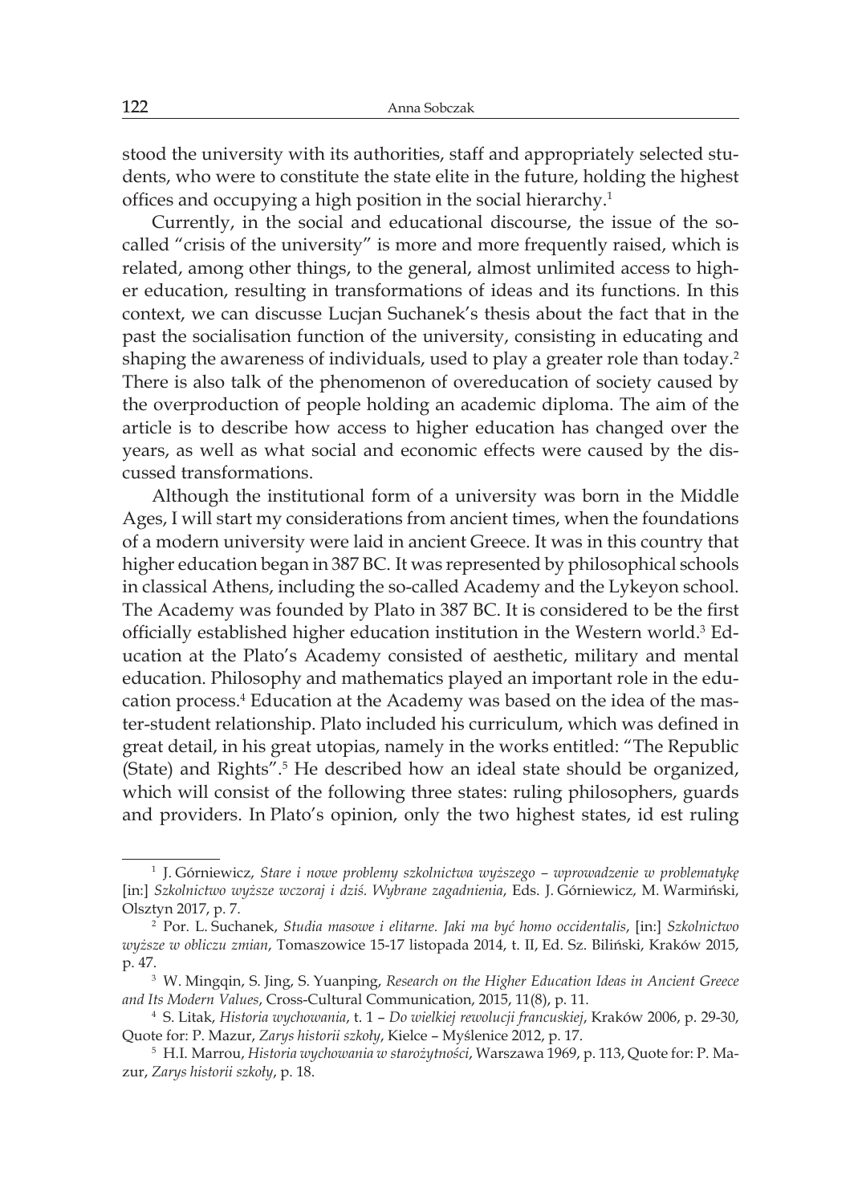stood the university with its authorities, staff and appropriately selected students, who were to constitute the state elite in the future, holding the highest offices and occupying a high position in the social hierarchy.[1]

Currently, in the social and educational discourse, the issue of the so-called "crisis of the university" is more and more frequently raised, which is related, among other things, to the general, almost unlimited access to higher education, resulting in transformations of ideas and its functions. In this context, we can discusse Lucjan Suchanek's thesis about the fact that in the past the socialisation function of the university, consisting in educating and shaping the awareness of individuals, used to play a greater role than today.[2] There is also talk of the phenomenon of overeducation of society caused by the overproduction of people holding an academic diploma. The aim of the article is to describe how access to higher education has changed over the years, as well as what social and economic effects were caused by the discussed transformations.

Although the institutional form of a university was born in the Middle Ages, I will start my considerations from ancient times, when the foundations of a modern university were laid in ancient Greece. It was in this country that higher education began in 387 BC. It was represented by philosophical schools in classical Athens, including the so-called Academy and the Lykeyon school. The Academy was founded by Plato in 387 BC. It is considered to be the first officially established higher education institution in the Western world.[3] Education at the Plato's Academy consisted of aesthetic, military and mental education. Philosophy and mathematics played an important role in the education process.[4] Education at the Academy was based on the idea of the master-student relationship. Plato included his curriculum, which was defined in great detail, in his great utopias, namely in the works entitled: "The Republic (State) and Rights".[5] He described how an ideal state should be organized, which will consist of the following three states: ruling philosophers, guards and providers. In Plato's opinion, only the two highest states, id est ruling

---

[1] J. Górniewicz, *Stare i nowe problemy szkolnictwa wyższego – wprowadzenie w problematykę* [in:] *Szkolnictwo wyższe wczoraj i dziś. Wybrane zagadnienia*, Eds. J. Górniewicz, M. Warmiński, Olsztyn 2017, p. 7.

[2] Por. L. Suchanek, *Studia masowe i elitarne. Jaki ma być homo occidentalis*, [in:] *Szkolnictwo wyższe w obliczu zmian*, Tomaszowice 15-17 listopada 2014, t. II, Ed. Sz. Biliński, Kraków 2015, p. 47.

[3] W. Mingqin, S. Jing, S. Yuanping, *Research on the Higher Education Ideas in Ancient Greece and Its Modern Values*, Cross-Cultural Communication, 2015, 11(8), p. 11.

[4] S. Litak, *Historia wychowania*, t. 1 – *Do wielkiej rewolucji francuskiej*, Kraków 2006, p. 29-30, Quote for: P. Mazur, *Zarys historii szkoły*, Kielce – Myślenice 2012, p. 17.

[5] H.I. Marrou, *Historia wychowania w starożytności*, Warszawa 1969, p. 113, Quote for: P. Mazur, *Zarys historii szkoły*, p. 18.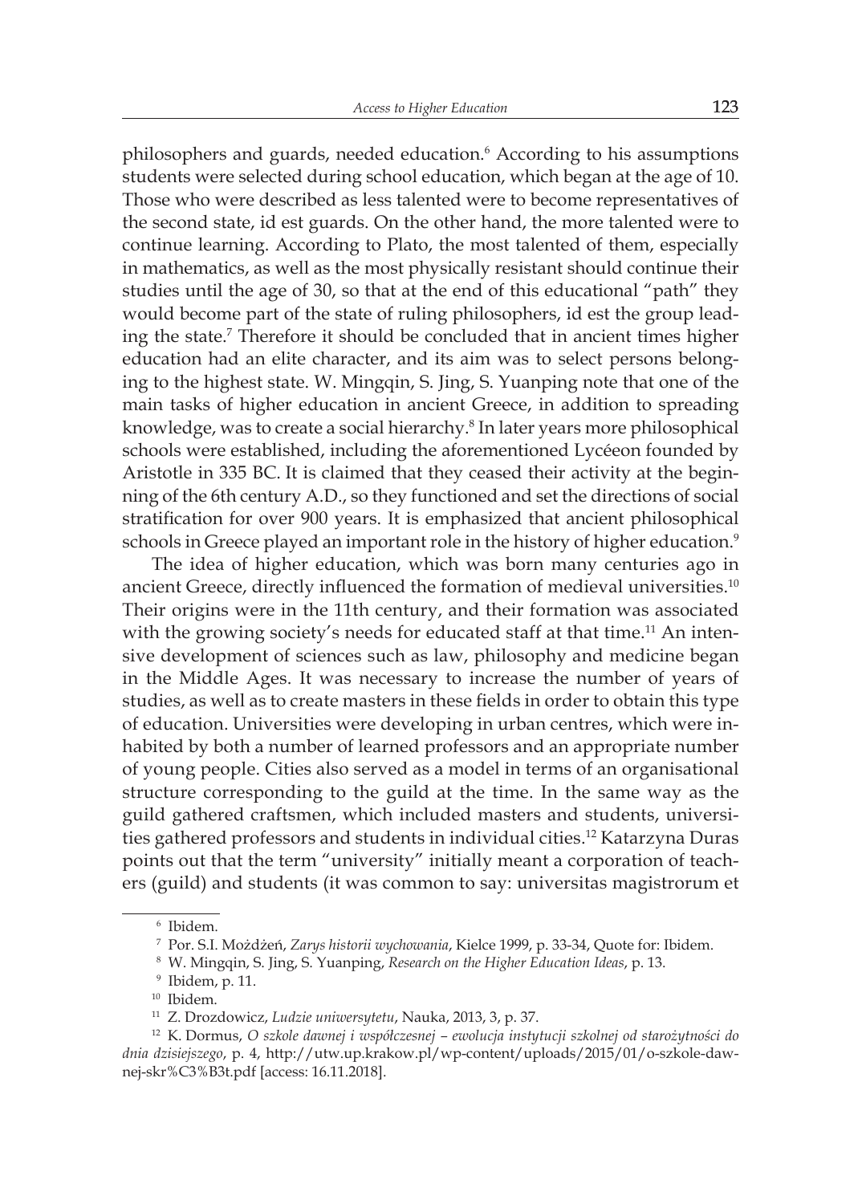philosophers and guards, needed education.[6] According to his assumptions students were selected during school education, which began at the age of 10. Those who were described as less talented were to become representatives of the second state, id est guards. On the other hand, the more talented were to continue learning. According to Plato, the most talented of them, especially in mathematics, as well as the most physically resistant should continue their studies until the age of 30, so that at the end of this educational "path" they would become part of the state of ruling philosophers, id est the group leading the state.[7] Therefore it should be concluded that in ancient times higher education had an elite character, and its aim was to select persons belonging to the highest state. W. Mingqin, S. Jing, S. Yuanping note that one of the main tasks of higher education in ancient Greece, in addition to spreading knowledge, was to create a social hierarchy.[8] In later years more philosophical schools were established, including the aforementioned Lycéeon founded by Aristotle in 335 BC. It is claimed that they ceased their activity at the beginning of the 6th century A.D., so they functioned and set the directions of social stratification for over 900 years. It is emphasized that ancient philosophical schools in Greece played an important role in the history of higher education.[9]

The idea of higher education, which was born many centuries ago in ancient Greece, directly influenced the formation of medieval universities.[10] Their origins were in the 11th century, and their formation was associated with the growing society's needs for educated staff at that time.[11] An intensive development of sciences such as law, philosophy and medicine began in the Middle Ages. It was necessary to increase the number of years of studies, as well as to create masters in these fields in order to obtain this type of education. Universities were developing in urban centres, which were inhabited by both a number of learned professors and an appropriate number of young people. Cities also served as a model in terms of an organisational structure corresponding to the guild at the time. In the same way as the guild gathered craftsmen, which included masters and students, universities gathered professors and students in individual cities.[12] Katarzyna Duras points out that the term "university" initially meant a corporation of teachers (guild) and students (it was common to say: universitas magistrorum et

---

[6] Ibidem.

[7] Por. S.I. Możdżeń, *Zarys historii wychowania*, Kielce 1999, p. 33-34, Quote for: Ibidem.

[8] W. Mingqin, S. Jing, S. Yuanping, *Research on the Higher Education Ideas*, p. 13.

[9] Ibidem, p. 11.

[10] Ibidem.

[11] Z. Drozdowicz, *Ludzie uniwersytetu*, Nauka, 2013, 3, p. 37.

[12] K. Dormus, *O szkole dawnej i współczesnej – ewolucja instytucji szkolnej od starożytności do dnia dzisiejszego*, p. 4, http://utw.up.krakow.pl/wp-content/uploads/2015/01/o-szkole-dawnej-skr%C3%B3t.pdf [access: 16.11.2018].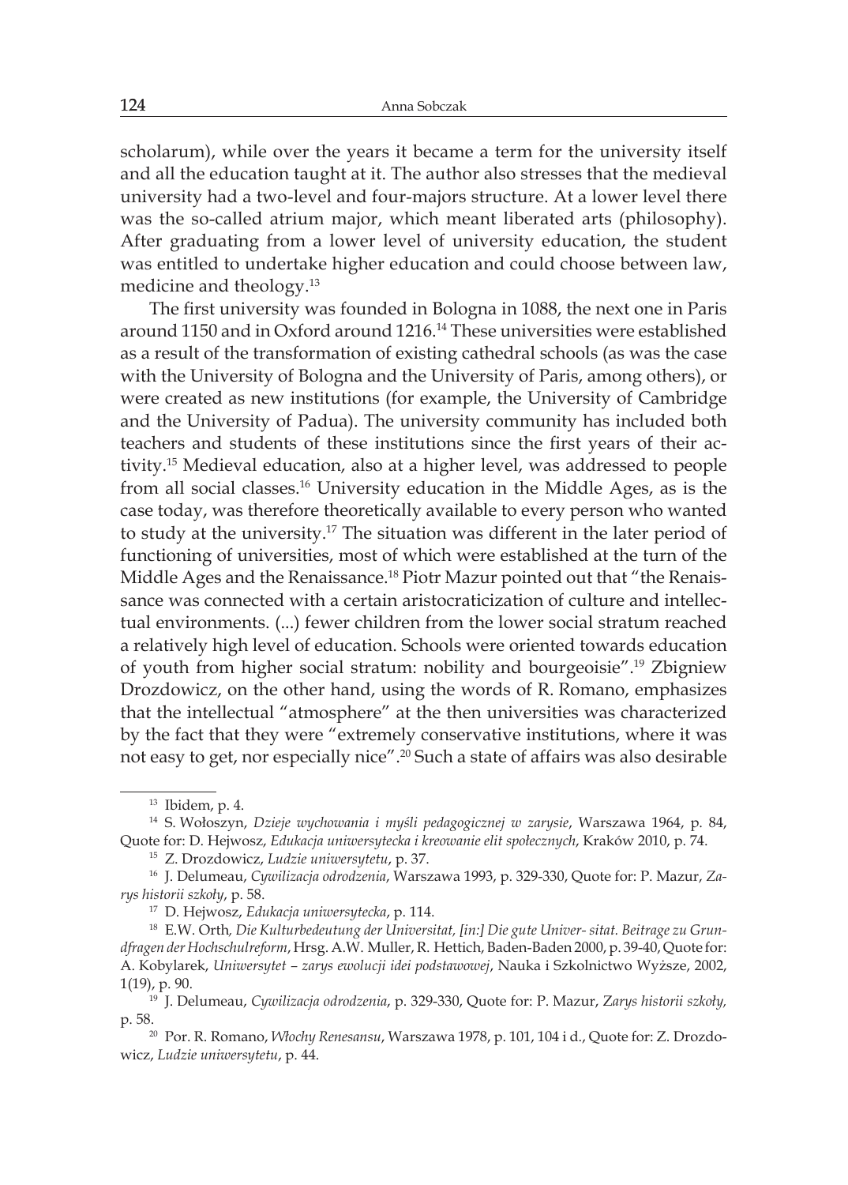scholarum), while over the years it became a term for the university itself and all the education taught at it. The author also stresses that the medieval university had a two-level and four-majors structure. At a lower level there was the so-called atrium major, which meant liberated arts (philosophy). After graduating from a lower level of university education, the student was entitled to undertake higher education and could choose between law, medicine and theology.[13]

The first university was founded in Bologna in 1088, the next one in Paris around 1150 and in Oxford around 1216.[14] These universities were established as a result of the transformation of existing cathedral schools (as was the case with the University of Bologna and the University of Paris, among others), or were created as new institutions (for example, the University of Cambridge and the University of Padua). The university community has included both teachers and students of these institutions since the first years of their activity.[15] Medieval education, also at a higher level, was addressed to people from all social classes.[16] University education in the Middle Ages, as is the case today, was therefore theoretically available to every person who wanted to study at the university.[17] The situation was different in the later period of functioning of universities, most of which were established at the turn of the Middle Ages and the Renaissance.[18] Piotr Mazur pointed out that "the Renaissance was connected with a certain aristocraticization of culture and intellectual environments. (...) fewer children from the lower social stratum reached a relatively high level of education. Schools were oriented towards education of youth from higher social stratum: nobility and bourgeoisie".[19] Zbigniew Drozdowicz, on the other hand, using the words of R. Romano, emphasizes that the intellectual "atmosphere" at the then universities was characterized by the fact that they were "extremely conservative institutions, where it was not easy to get, nor especially nice".[20] Such a state of affairs was also desirable

---

[13] Ibidem, p. 4.

[14] S. Wołoszyn, *Dzieje wychowania i myśli pedagogicznej w zarysie*, Warszawa 1964, p. 84, Quote for: D. Hejwosz, *Edukacja uniwersytecka i kreowanie elit społecznych*, Kraków 2010, p. 74.

[15] Z. Drozdowicz, *Ludzie uniwersytetu*, p. 37.

[16] J. Delumeau, *Cywilizacja odrodzenia*, Warszawa 1993, p. 329-330, Quote for: P. Mazur, *Zarys historii szkoły*, p. 58.

[17] D. Hejwosz, *Edukacja uniwersytecka*, p. 114.

[18] E.W. Orth, *Die Kulturbedeutung der Universitat, [in:] Die gute Univer- sitat. Beitrage zu Grundfragen der Hochschulreform*, Hrsg. A.W. Muller, R. Hettich, Baden-Baden 2000, p. 39-40, Quote for: A. Kobylarek, *Uniwersytet – zarys ewolucji idei podstawowej*, Nauka i Szkolnictwo Wyższe, 2002, 1(19), p. 90.

[19] J. Delumeau, *Cywilizacja odrodzenia*, p. 329-330, Quote for: P. Mazur, *Zarys historii szkoły,* p. 58.

[20] Por. R. Romano, *Włochy Renesansu*, Warszawa 1978, p. 101, 104 i d., Quote for: Z. Drozdowicz, *Ludzie uniwersytetu*, p. 44.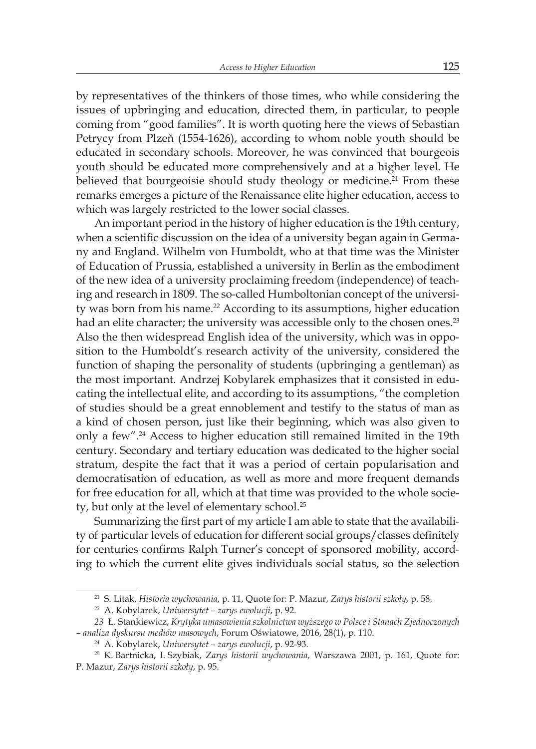by representatives of the thinkers of those times, who while considering the issues of upbringing and education, directed them, in particular, to people coming from "good families". It is worth quoting here the views of Sebastian Petrycy from Plzeň (1554-1626), according to whom noble youth should be educated in secondary schools. Moreover, he was convinced that bourgeois youth should be educated more comprehensively and at a higher level. He believed that bourgeoisie should study theology or medicine.[21] From these remarks emerges a picture of the Renaissance elite higher education, access to which was largely restricted to the lower social classes.

An important period in the history of higher education is the 19th century, when a scientific discussion on the idea of a university began again in Germany and England. Wilhelm von Humboldt, who at that time was the Minister of Education of Prussia, established a university in Berlin as the embodiment of the new idea of a university proclaiming freedom (independence) of teaching and research in 1809. The so-called Humboltonian concept of the university was born from his name.[22] According to its assumptions, higher education had an elite character; the university was accessible only to the chosen ones.[23] Also the then widespread English idea of the university, which was in opposition to the Humboldt's research activity of the university, considered the function of shaping the personality of students (upbringing a gentleman) as the most important. Andrzej Kobylarek emphasizes that it consisted in educating the intellectual elite, and according to its assumptions, "the completion of studies should be a great ennoblement and testify to the status of man as a kind of chosen person, just like their beginning, which was also given to only a few".[24] Access to higher education still remained limited in the 19th century. Secondary and tertiary education was dedicated to the higher social stratum, despite the fact that it was a period of certain popularisation and democratisation of education, as well as more and more frequent demands for free education for all, which at that time was provided to the whole society, but only at the level of elementary school.[25]

Summarizing the first part of my article I am able to state that the availability of particular levels of education for different social groups/classes definitely for centuries confirms Ralph Turner's concept of sponsored mobility, according to which the current elite gives individuals social status, so the selection

---

[21] S. Litak, *Historia wychowania*, p. 11, Quote for: P. Mazur, *Zarys historii szkoły*, p. 58.

[22] A. Kobylarek, *Uniwersytet – zarys ewolucji*, p. 92.

[23] Ł. Stankiewicz, *Krytyka umasowienia szkolnictwa wyższego w Polsce i Stanach Zjednoczonych – analiza dyskursu mediów masowych*, Forum Oświatowe, 2016, 28(1), p. 110.

[24] A. Kobylarek, *Uniwersytet – zarys ewolucji*, p. 92-93.

[25] K. Bartnicka, I. Szybiak, *Zarys historii wychowania*, Warszawa 2001, p. 161, Quote for: P. Mazur, *Zarys historii szkoły*, p. 95.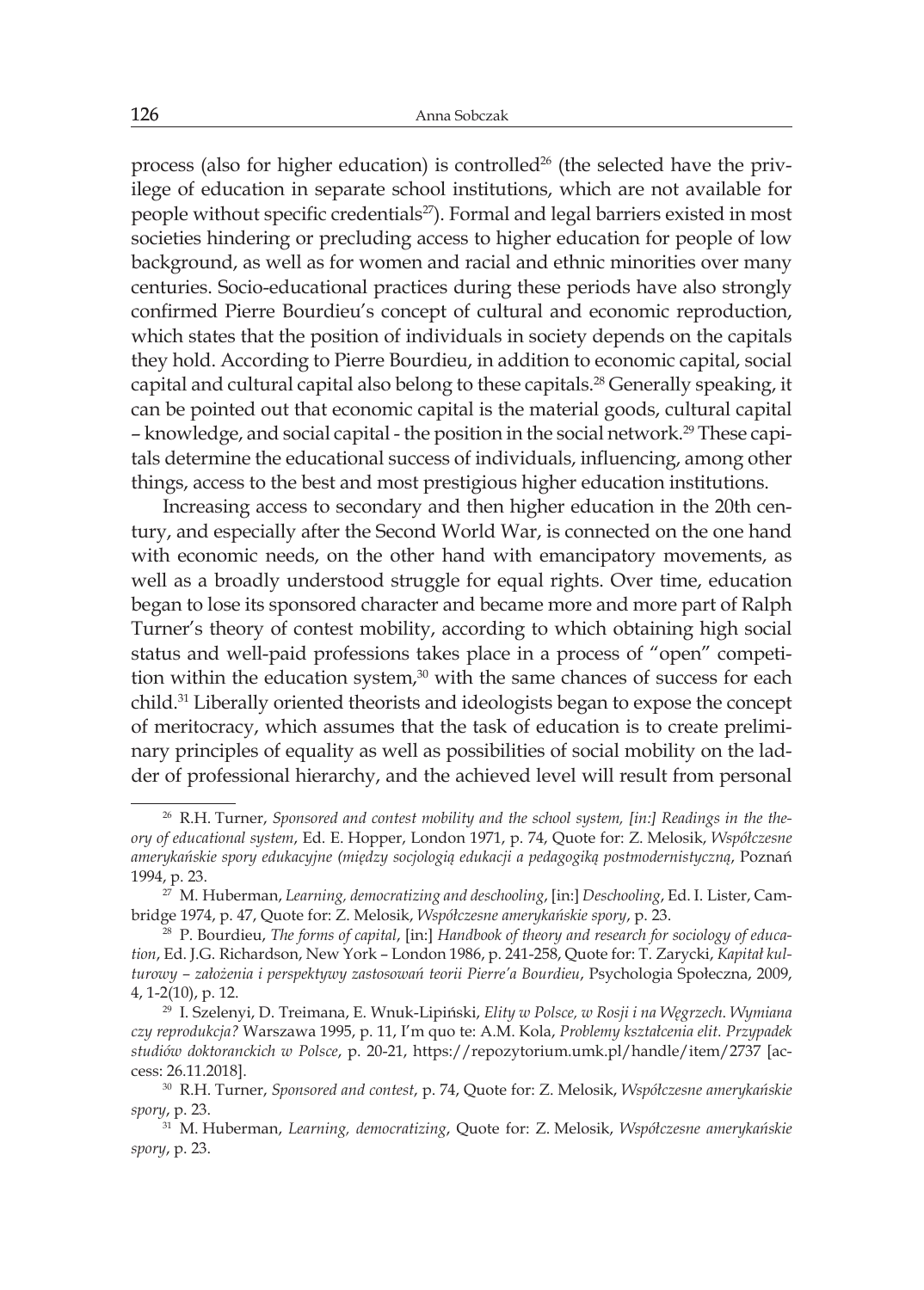process (also for higher education) is controlled[26] (the selected have the privilege of education in separate school institutions, which are not available for people without specific credentials[27]). Formal and legal barriers existed in most societies hindering or precluding access to higher education for people of low background, as well as for women and racial and ethnic minorities over many centuries. Socio-educational practices during these periods have also strongly confirmed Pierre Bourdieu's concept of cultural and economic reproduction, which states that the position of individuals in society depends on the capitals they hold. According to Pierre Bourdieu, in addition to economic capital, social capital and cultural capital also belong to these capitals.[28] Generally speaking, it can be pointed out that economic capital is the material goods, cultural capital – knowledge, and social capital - the position in the social network.[29] These capitals determine the educational success of individuals, influencing, among other things, access to the best and most prestigious higher education institutions.

Increasing access to secondary and then higher education in the 20th century, and especially after the Second World War, is connected on the one hand with economic needs, on the other hand with emancipatory movements, as well as a broadly understood struggle for equal rights. Over time, education began to lose its sponsored character and became more and more part of Ralph Turner's theory of contest mobility, according to which obtaining high social status and well-paid professions takes place in a process of "open" competition within the education system,[30] with the same chances of success for each child.[31] Liberally oriented theorists and ideologists began to expose the concept of meritocracy, which assumes that the task of education is to create preliminary principles of equality as well as possibilities of social mobility on the ladder of professional hierarchy, and the achieved level will result from personal

---

[26] R.H. Turner, *Sponsored and contest mobility and the school system, [in:] Readings in the theory of educational system*, Ed. E. Hopper, London 1971, p. 74, Quote for: Z. Melosik, *Współczesne amerykańskie spory edukacyjne (między socjologią edukacji a pedagogiką postmodernistyczną*, Poznań 1994, p. 23.

[27] M. Huberman, *Learning, democratizing and deschooling*, [in:] *Deschooling*, Ed. I. Lister, Cambridge 1974, p. 47, Quote for: Z. Melosik, *Współczesne amerykańskie spory*, p. 23.

[28] P. Bourdieu, *The forms of capital*, [in:] *Handbook of theory and research for sociology of education*, Ed. J.G. Richardson, New York – London 1986, p. 241-258, Quote for: T. Zarycki, *Kapitał kulturowy – założenia i perspektywy zastosowań teorii Pierre'a Bourdieu*, Psychologia Społeczna, 2009, 4, 1-2(10), p. 12.

[29] I. Szelenyi, D. Treimana, E. Wnuk-Lipiński, *Elity w Polsce, w Rosji i na Węgrzech. Wymiana czy reprodukcja?* Warszawa 1995, p. 11, I'm quo te: A.M. Kola, *Problemy kształcenia elit. Przypadek studiów doktoranckich w Polsce*, p. 20-21, https://repozytorium.umk.pl/handle/item/2737 [access: 26.11.2018].

[30] R.H. Turner, *Sponsored and contest*, p. 74, Quote for: Z. Melosik, *Współczesne amerykańskie spory*, p. 23.

[31] M. Huberman, *Learning, democratizing*, Quote for: Z. Melosik, *Współczesne amerykańskie spory*, p. 23.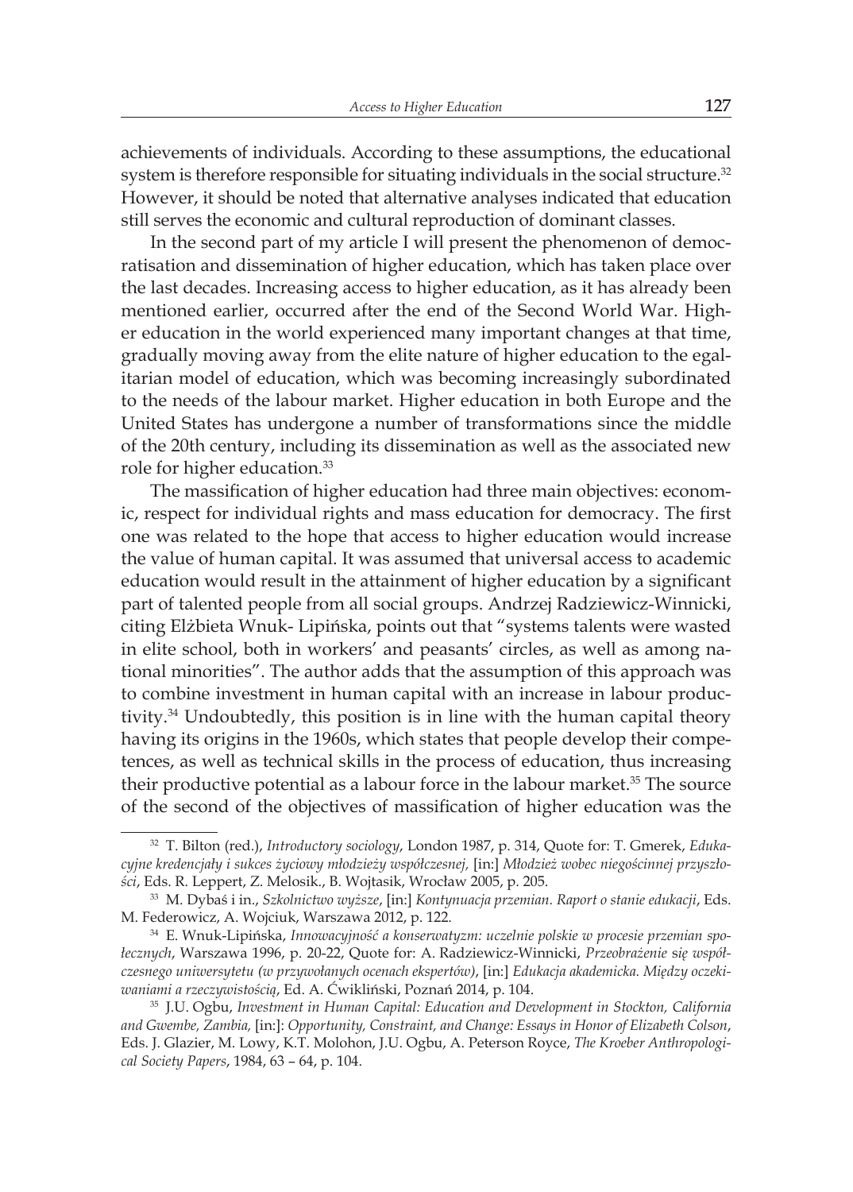achievements of individuals. According to these assumptions, the educational system is therefore responsible for situating individuals in the social structure.[32] However, it should be noted that alternative analyses indicated that education still serves the economic and cultural reproduction of dominant classes.

In the second part of my article I will present the phenomenon of democratisation and dissemination of higher education, which has taken place over the last decades. Increasing access to higher education, as it has already been mentioned earlier, occurred after the end of the Second World War. Higher education in the world experienced many important changes at that time, gradually moving away from the elite nature of higher education to the egalitarian model of education, which was becoming increasingly subordinated to the needs of the labour market. Higher education in both Europe and the United States has undergone a number of transformations since the middle of the 20th century, including its dissemination as well as the associated new role for higher education.[33]

The massification of higher education had three main objectives: economic, respect for individual rights and mass education for democracy. The first one was related to the hope that access to higher education would increase the value of human capital. It was assumed that universal access to academic education would result in the attainment of higher education by a significant part of talented people from all social groups. Andrzej Radziewicz-Winnicki, citing Elżbieta Wnuk- Lipińska, points out that "systems talents were wasted in elite school, both in workers' and peasants' circles, as well as among national minorities". The author adds that the assumption of this approach was to combine investment in human capital with an increase in labour productivity.[34] Undoubtedly, this position is in line with the human capital theory having its origins in the 1960s, which states that people develop their competences, as well as technical skills in the process of education, thus increasing their productive potential as a labour force in the labour market.[35] The source of the second of the objectives of massification of higher education was the

---

[32] T. Bilton (red.), *Introductory sociology*, London 1987, p. 314, Quote for: T. Gmerek, *Edukacyjne kredencjały i sukces życiowy młodzieży współczesnej,* [in:] *Młodzież wobec niegościnnej przyszłości*, Eds. R. Leppert, Z. Melosik., B. Wojtasik, Wrocław 2005, p. 205.

[33] M. Dybaś i in., *Szkolnictwo wyższe*, [in:] *Kontynuacja przemian. Raport o stanie edukacji*, Eds. M. Federowicz, A. Wojciuk, Warszawa 2012, p. 122.

[34] E. Wnuk-Lipińska, *Innowacyjność a konserwatyzm: uczelnie polskie w procesie przemian społecznych*, Warszawa 1996, p. 20-22, Quote for: A. Radziewicz-Winnicki, *Przeobrażenie się współczesnego uniwersytetu (w przywołanych ocenach ekspertów)*, [in:] *Edukacja akademicka. Między oczekiwaniami a rzeczywistością*, Ed. A. Ćwikliński, Poznań 2014, p. 104.

[35] J.U. Ogbu, *Investment in Human Capital: Education and Development in Stockton, California and Gwembe, Zambia,* [in:]: *Opportunity, Constraint, and Change: Essays in Honor of Elizabeth Colson*, Eds. J. Glazier, M. Lowy, K.T. Molohon, J.U. Ogbu, A. Peterson Royce, *The Kroeber Anthropological Society Papers*, 1984, 63 – 64, p. 104.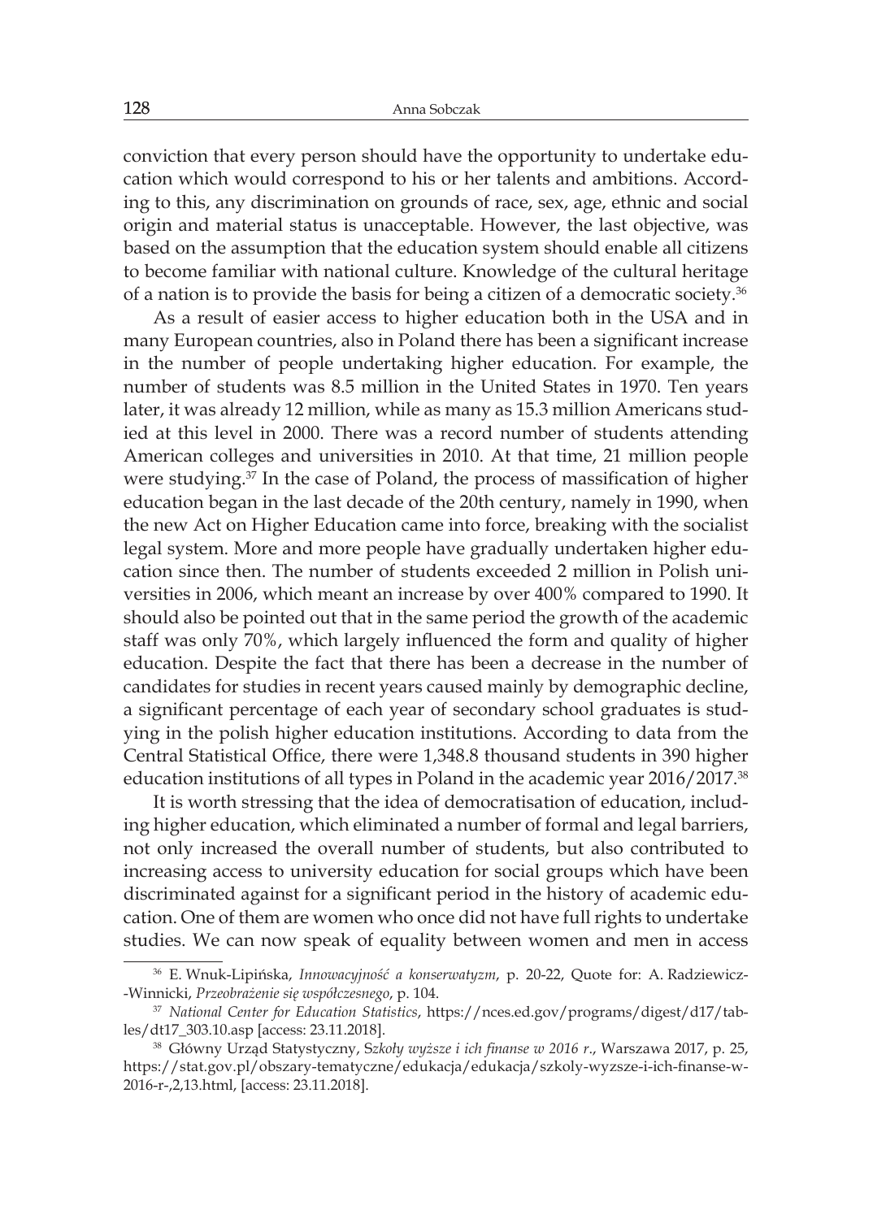conviction that every person should have the opportunity to undertake education which would correspond to his or her talents and ambitions. According to this, any discrimination on grounds of race, sex, age, ethnic and social origin and material status is unacceptable. However, the last objective, was based on the assumption that the education system should enable all citizens to become familiar with national culture. Knowledge of the cultural heritage of a nation is to provide the basis for being a citizen of a democratic society.[36]

As a result of easier access to higher education both in the USA and in many European countries, also in Poland there has been a significant increase in the number of people undertaking higher education. For example, the number of students was 8.5 million in the United States in 1970. Ten years later, it was already 12 million, while as many as 15.3 million Americans studied at this level in 2000. There was a record number of students attending American colleges and universities in 2010. At that time, 21 million people were studying.[37] In the case of Poland, the process of massification of higher education began in the last decade of the 20th century, namely in 1990, when the new Act on Higher Education came into force, breaking with the socialist legal system. More and more people have gradually undertaken higher education since then. The number of students exceeded 2 million in Polish universities in 2006, which meant an increase by over 400% compared to 1990. It should also be pointed out that in the same period the growth of the academic staff was only 70%, which largely influenced the form and quality of higher education. Despite the fact that there has been a decrease in the number of candidates for studies in recent years caused mainly by demographic decline, a significant percentage of each year of secondary school graduates is studying in the polish higher education institutions. According to data from the Central Statistical Office, there were 1,348.8 thousand students in 390 higher education institutions of all types in Poland in the academic year 2016/2017.[38]

It is worth stressing that the idea of democratisation of education, including higher education, which eliminated a number of formal and legal barriers, not only increased the overall number of students, but also contributed to increasing access to university education for social groups which have been discriminated against for a significant period in the history of academic education. One of them are women who once did not have full rights to undertake studies. We can now speak of equality between women and men in access

---

[36] E. Wnuk-Lipińska, *Innowacyjność a konserwatyzm*, p. 20-22, Quote for: A. Radziewicz-Winnicki, *Przeobrażenie się współczesnego*, p. 104.

[37] *National Center for Education Statistics*, https://nces.ed.gov/programs/digest/d17/tables/dt17_303.10.asp [access: 23.11.2018].

[38] Główny Urząd Statystyczny, *Szkoły wyższe i ich finanse w 2016 r.*, Warszawa 2017, p. 25, https://stat.gov.pl/obszary-tematyczne/edukacja/edukacja/szkoly-wyzsze-i-ich-finanse-w-2016-r-,2,13.html, [access: 23.11.2018].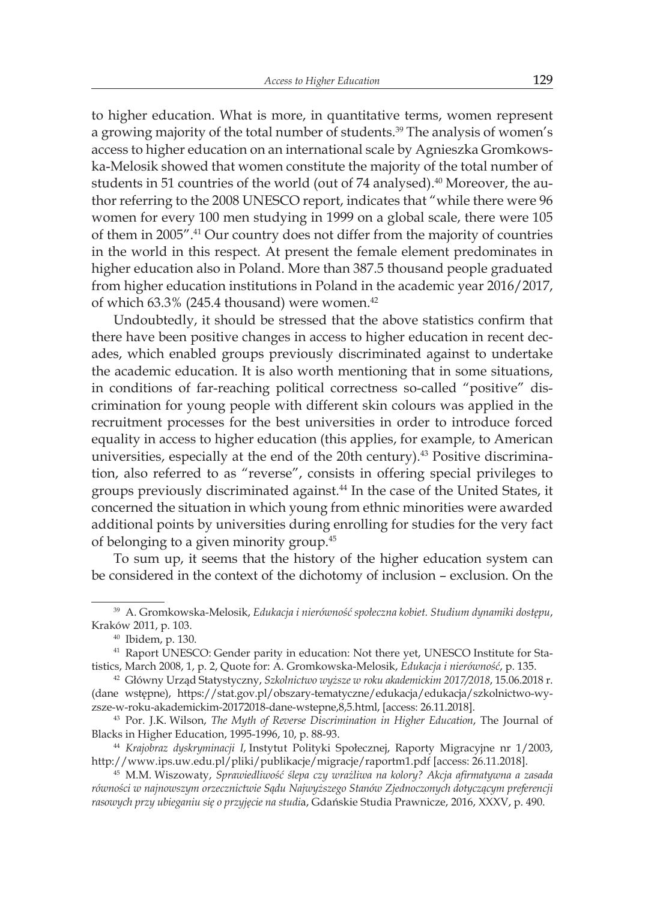to higher education. What is more, in quantitative terms, women represent a growing majority of the total number of students.[39] The analysis of women's access to higher education on an international scale by Agnieszka Gromkowska-Melosik showed that women constitute the majority of the total number of students in 51 countries of the world (out of 74 analysed).[40] Moreover, the author referring to the 2008 UNESCO report, indicates that "while there were 96 women for every 100 men studying in 1999 on a global scale, there were 105 of them in 2005".[41] Our country does not differ from the majority of countries in the world in this respect. At present the female element predominates in higher education also in Poland. More than 387.5 thousand people graduated from higher education institutions in Poland in the academic year 2016/2017, of which 63.3% (245.4 thousand) were women.[42]

Undoubtedly, it should be stressed that the above statistics confirm that there have been positive changes in access to higher education in recent decades, which enabled groups previously discriminated against to undertake the academic education. It is also worth mentioning that in some situations, in conditions of far-reaching political correctness so-called "positive" discrimination for young people with different skin colours was applied in the recruitment processes for the best universities in order to introduce forced equality in access to higher education (this applies, for example, to American universities, especially at the end of the 20th century).[43] Positive discrimination, also referred to as "reverse", consists in offering special privileges to groups previously discriminated against.[44] In the case of the United States, it concerned the situation in which young from ethnic minorities were awarded additional points by universities during enrolling for studies for the very fact of belonging to a given minority group.[45]

To sum up, it seems that the history of the higher education system can be considered in the context of the dichotomy of inclusion – exclusion. On the

---

[39] A. Gromkowska-Melosik, *Edukacja i nierówność społeczna kobiet. Studium dynamiki dostępu*, Kraków 2011, p. 103.

[40] Ibidem, p. 130.

[41] Raport UNESCO: Gender parity in education: Not there yet, UNESCO Institute for Statistics, March 2008, 1, p. 2, Quote for: A. Gromkowska-Melosik, *Edukacja i nierówność*, p. 135.

[42] Główny Urząd Statystyczny, *Szkolnictwo wyższe w roku akademickim 2017/2018*, 15.06.2018 r. (dane wstępne), https://stat.gov.pl/obszary-tematyczne/edukacja/edukacja/szkolnictwo-wyzsze-w-roku-akademickim-20172018-dane-wstepne,8,5.html, [access: 26.11.2018].

[43] Por. J.K. Wilson, *The Myth of Reverse Discrimination in Higher Education*, The Journal of Blacks in Higher Education, 1995-1996, 10, p. 88-93.

[44] *Krajobraz dyskryminacji I*, Instytut Polityki Społecznej, Raporty Migracyjne nr 1/2003, http://www.ips.uw.edu.pl/pliki/publikacje/migracje/raportm1.pdf [access: 26.11.2018].

[45] M.M. Wiszowaty, *Sprawiedliwość ślepa czy wrażliwa na kolory? Akcja afirmatywna a zasada równości w najnowszym orzecznictwie Sądu Najwyższego Stanów Zjednoczonych dotyczącym preferencji rasowych przy ubieganiu się o przyjęcie na studia*, Gdańskie Studia Prawnicze, 2016, XXXV, p. 490.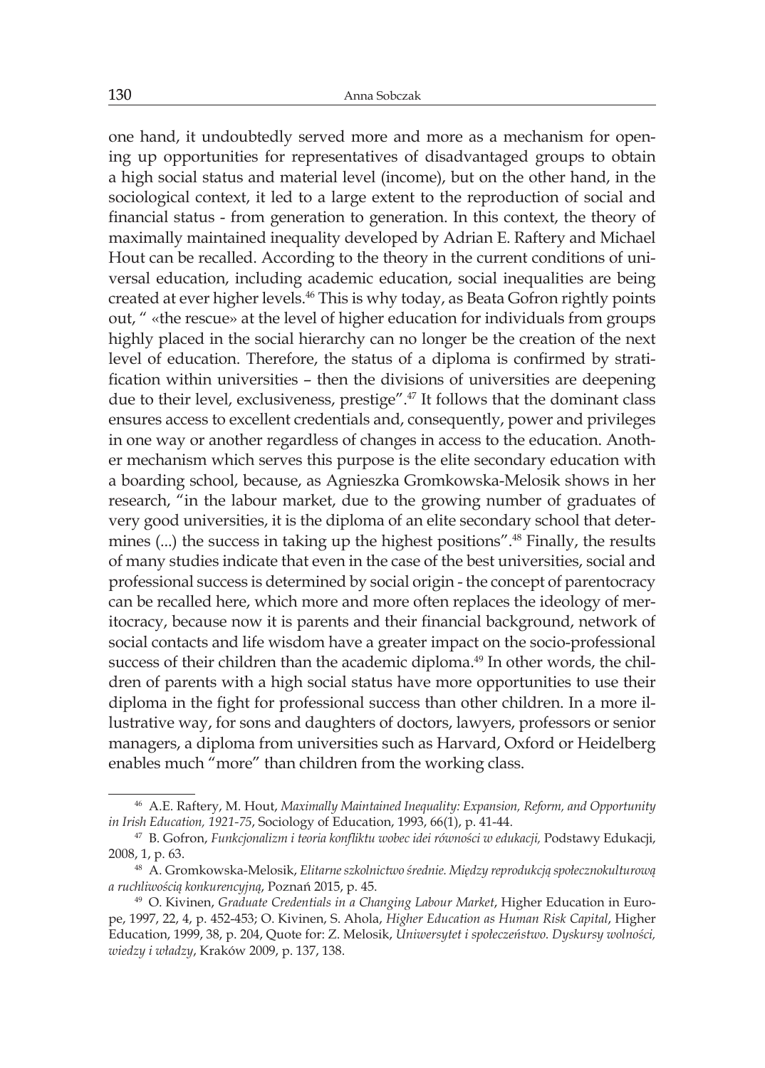one hand, it undoubtedly served more and more as a mechanism for opening up opportunities for representatives of disadvantaged groups to obtain a high social status and material level (income), but on the other hand, in the sociological context, it led to a large extent to the reproduction of social and financial status - from generation to generation. In this context, the theory of maximally maintained inequality developed by Adrian E. Raftery and Michael Hout can be recalled. According to the theory in the current conditions of universal education, including academic education, social inequalities are being created at ever higher levels.[46] This is why today, as Beata Gofron rightly points out, " «the rescue» at the level of higher education for individuals from groups highly placed in the social hierarchy can no longer be the creation of the next level of education. Therefore, the status of a diploma is confirmed by stratification within universities – then the divisions of universities are deepening due to their level, exclusiveness, prestige".[47] It follows that the dominant class ensures access to excellent credentials and, consequently, power and privileges in one way or another regardless of changes in access to the education. Another mechanism which serves this purpose is the elite secondary education with a boarding school, because, as Agnieszka Gromkowska-Melosik shows in her research, "in the labour market, due to the growing number of graduates of very good universities, it is the diploma of an elite secondary school that determines (...) the success in taking up the highest positions".[48] Finally, the results of many studies indicate that even in the case of the best universities, social and professional success is determined by social origin - the concept of parentocracy can be recalled here, which more and more often replaces the ideology of meritocracy, because now it is parents and their financial background, network of social contacts and life wisdom have a greater impact on the socio-professional success of their children than the academic diploma.[49] In other words, the children of parents with a high social status have more opportunities to use their diploma in the fight for professional success than other children. In a more illustrative way, for sons and daughters of doctors, lawyers, professors or senior managers, a diploma from universities such as Harvard, Oxford or Heidelberg enables much "more" than children from the working class.

---

[46] A.E. Raftery, M. Hout, *Maximally Maintained Inequality: Expansion, Reform, and Opportunity in Irish Education, 1921-75*, Sociology of Education, 1993, 66(1), p. 41-44.

[47] B. Gofron, *Funkcjonalizm i teoria konfliktu wobec idei równości w edukacji,* Podstawy Edukacji, 2008, 1, p. 63.

[48] A. Gromkowska-Melosik, *Elitarne szkolnictwo średnie. Między reprodukcją społecznokulturową a ruchliwością konkurencyjną*, Poznań 2015, p. 45.

[49] O. Kivinen, *Graduate Credentials in a Changing Labour Market*, Higher Education in Europe, 1997, 22, 4, p. 452-453; O. Kivinen, S. Ahola, *Higher Education as Human Risk Capital*, Higher Education, 1999, 38, p. 204, Quote for: Z. Melosik, *Uniwersytet i społeczeństwo. Dyskursy wolności, wiedzy i władzy*, Kraków 2009, p. 137, 138.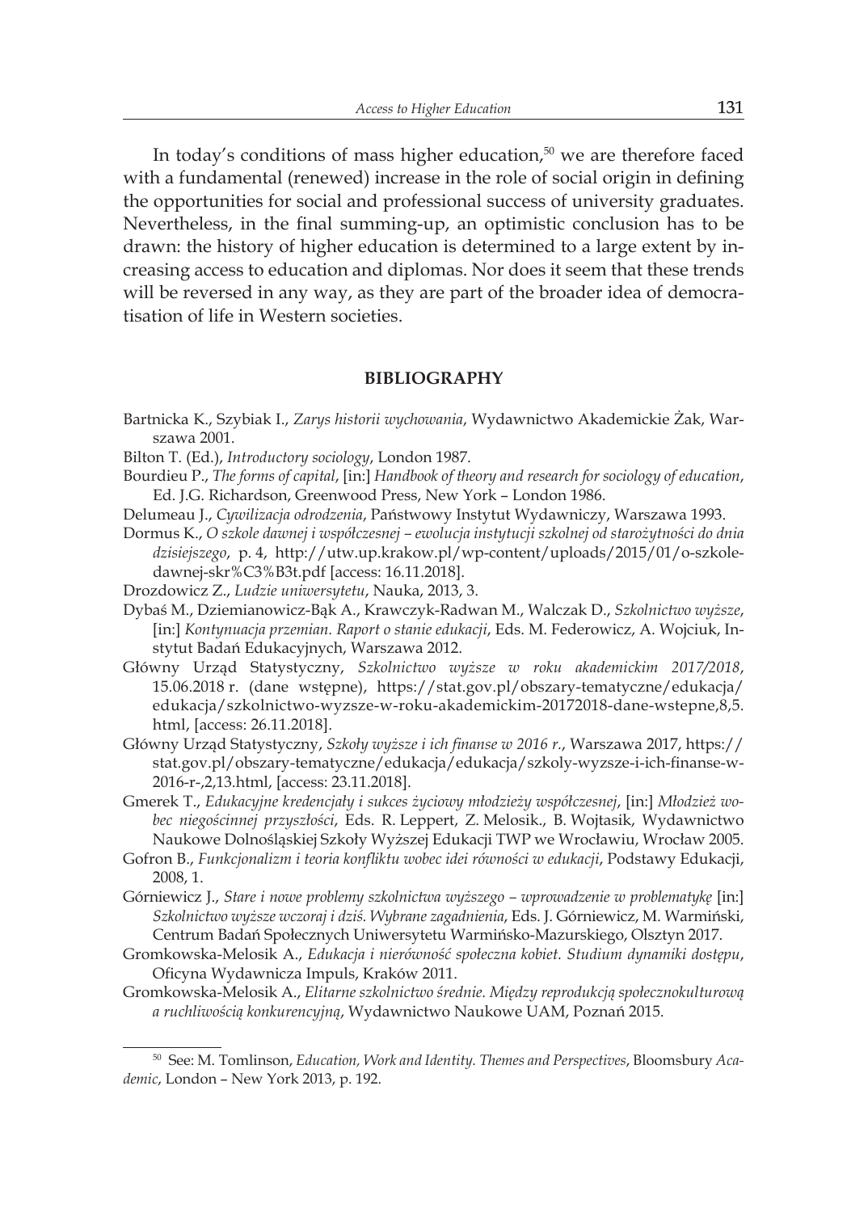In today's conditions of mass higher education,[50] we are therefore faced with a fundamental (renewed) increase in the role of social origin in defining the opportunities for social and professional success of university graduates. Nevertheless, in the final summing-up, an optimistic conclusion has to be drawn: the history of higher education is determined to a large extent by increasing access to education and diplomas. Nor does it seem that these trends will be reversed in any way, as they are part of the broader idea of democratisation of life in Western societies.

## BIBLIOGRAPHY

Bartnicka K., Szybiak I., *Zarys historii wychowania*, Wydawnictwo Akademickie Żak, Warszawa 2001.

Bilton T. (Ed.), *Introductory sociology*, London 1987.

Bourdieu P., *The forms of capital*, [in:] *Handbook of theory and research for sociology of education*, Ed. J.G. Richardson, Greenwood Press, New York – London 1986.

Delumeau J., *Cywilizacja odrodzenia*, Państwowy Instytut Wydawniczy, Warszawa 1993.

Dormus K., *O szkole dawnej i współczesnej – ewolucja instytucji szkolnej od starożytności do dnia dzisiejszego*, p. 4, http://utw.up.krakow.pl/wp-content/uploads/2015/01/o-szkole-dawnej-skr%C3%B3t.pdf [access: 16.11.2018].

Drozdowicz Z., *Ludzie uniwersytetu*, Nauka, 2013, 3.

Dybaś M., Dziemianowicz-Bąk A., Krawczyk-Radwan M., Walczak D., *Szkolnictwo wyższe*, [in:] *Kontynuacja przemian. Raport o stanie edukacji*, Eds. M. Federowicz, A. Wojciuk, Instytut Badań Edukacyjnych, Warszawa 2012.

Główny Urząd Statystyczny, *Szkolnictwo wyższe w roku akademickim 2017/2018*, 15.06.2018 r. (dane wstępne), https://stat.gov.pl/obszary-tematyczne/edukacja/edukacja/szkolnictwo-wyzsze-w-roku-akademickim-20172018-dane-wstepne,8,5.html, [access: 26.11.2018].

Główny Urząd Statystyczny, *Szkoły wyższe i ich finanse w 2016 r.*, Warszawa 2017, https://stat.gov.pl/obszary-tematyczne/edukacja/edukacja/szkoly-wyzsze-i-ich-finanse-w-2016-r-,2,13.html, [access: 23.11.2018].

Gmerek T., *Edukacyjne kredencjały i sukces życiowy młodzieży współczesnej*, [in:] *Młodzież wobec niegościnnej przyszłości*, Eds. R. Leppert, Z. Melosik., B. Wojtasik, Wydawnictwo Naukowe Dolnośląskiej Szkoły Wyższej Edukacji TWP we Wrocławiu, Wrocław 2005.

Gofron B., *Funkcjonalizm i teoria konfliktu wobec idei równości w edukacji*, Podstawy Edukacji, 2008, 1.

Górniewicz J., *Stare i nowe problemy szkolnictwa wyższego – wprowadzenie w problematykę* [in:] *Szkolnictwo wyższe wczoraj i dziś. Wybrane zagadnienia*, Eds. J. Górniewicz, M. Warmiński, Centrum Badań Społecznych Uniwersytetu Warmińsko-Mazurskiego, Olsztyn 2017.

Gromkowska-Melosik A., *Edukacja i nierówność społeczna kobiet. Studium dynamiki dostępu*, Oficyna Wydawnicza Impuls, Kraków 2011.

Gromkowska-Melosik A., *Elitarne szkolnictwo średnie. Między reprodukcją społecznokulturową a ruchliwością konkurencyjną*, Wydawnictwo Naukowe UAM, Poznań 2015.

---

[50] See: M. Tomlinson, *Education, Work and Identity. Themes and Perspectives*, Bloomsbury *Academic*, London – New York 2013, p. 192.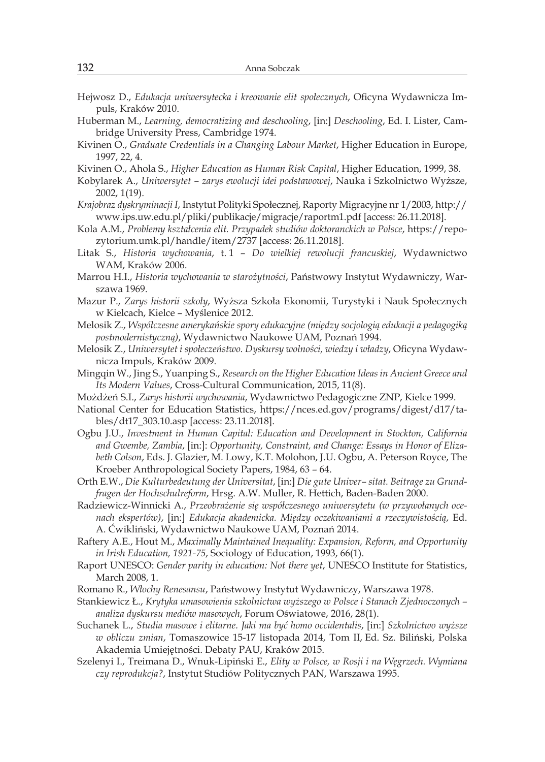Hejwosz D., *Edukacja uniwersytecka i kreowanie elit społecznych*, Oficyna Wydawnicza Impuls, Kraków 2010.

Huberman M., *Learning, democratizing and deschooling*, [in:] *Deschooling*, Ed. I. Lister, Cambridge University Press, Cambridge 1974.

Kivinen O., *Graduate Credentials in a Changing Labour Market*, Higher Education in Europe, 1997, 22, 4.

Kivinen O., Ahola S., *Higher Education as Human Risk Capital*, Higher Education, 1999, 38.

Kobylarek A., *Uniwersytet – zarys ewolucji idei podstawowej*, Nauka i Szkolnictwo Wyższe, 2002, 1(19).

*Krajobraz dyskryminacji I*, Instytut Polityki Społecznej, Raporty Migracyjne nr 1/2003, http://www.ips.uw.edu.pl/pliki/publikacje/migracje/raportm1.pdf [access: 26.11.2018].

Kola A.M., *Problemy kształcenia elit. Przypadek studiów doktoranckich w Polsce*, https://repozytorium.umk.pl/handle/item/2737 [access: 26.11.2018].

Litak S., *Historia wychowania*, t. 1 – *Do wielkiej rewolucji francuskiej*, Wydawnictwo WAM, Kraków 2006.

Marrou H.I., *Historia wychowania w starożytności*, Państwowy Instytut Wydawniczy, Warszawa 1969.

Mazur P., *Zarys historii szkoły*, Wyższa Szkoła Ekonomii, Turystyki i Nauk Społecznych w Kielcach, Kielce – Myślenice 2012.

Melosik Z., *Współczesne amerykańskie spory edukacyjne (między socjologią edukacji a pedagogiką postmodernistyczną)*, Wydawnictwo Naukowe UAM, Poznań 1994.

Melosik Z., *Uniwersytet i społeczeństwo. Dyskursy wolności, wiedzy i władzy*, Oficyna Wydawnicza Impuls, Kraków 2009.

Mingqin W., Jing S., Yuanping S., *Research on the Higher Education Ideas in Ancient Greece and Its Modern Values*, Cross-Cultural Communication, 2015, 11(8).

Możdżeń S.I., *Zarys historii wychowania*, Wydawnictwo Pedagogiczne ZNP, Kielce 1999.

National Center for Education Statistics, https://nces.ed.gov/programs/digest/d17/tables/dt17_303.10.asp [access: 23.11.2018].

Ogbu J.U., *Investment in Human Capital: Education and Development in Stockton, California and Gwembe, Zambia*, [in:]: *Opportunity, Constraint, and Change: Essays in Honor of Elizabeth Colson*, Eds. J. Glazier, M. Lowy, K.T. Molohon, J.U. Ogbu, A. Peterson Royce, The Kroeber Anthropological Society Papers, 1984, 63 – 64.

Orth E.W., *Die Kulturbedeutung der Universitat*, [in:] *Die gute Univer– sitat. Beitrage zu Grundfragen der Hochschulreform*, Hrsg. A.W. Muller, R. Hettich, Baden-Baden 2000.

Radziewicz-Winnicki A., *Przeobrażenie się współczesnego uniwersytetu (w przywołanych ocenach ekspertów)*, [in:] *Edukacja akademicka. Między oczekiwaniami a rzeczywistością*, Ed. A. Ćwikliński, Wydawnictwo Naukowe UAM, Poznań 2014.

Raftery A.E., Hout M., *Maximally Maintained Inequality: Expansion, Reform, and Opportunity in Irish Education, 1921-75*, Sociology of Education, 1993, 66(1).

Raport UNESCO: *Gender parity in education: Not there yet*, UNESCO Institute for Statistics, March 2008, 1.

Romano R., *Włochy Renesansu*, Państwowy Instytut Wydawniczy, Warszawa 1978.

Stankiewicz Ł., *Krytyka umasowienia szkolnictwa wyższego w Polsce i Stanach Zjednoczonych – analiza dyskursu mediów masowych*, Forum Oświatowe, 2016, 28(1).

Suchanek L., *Studia masowe i elitarne. Jaki ma być homo occidentalis*, [in:] *Szkolnictwo wyższe w obliczu zmian*, Tomaszowice 15-17 listopada 2014, Tom II, Ed. Sz. Biliński, Polska Akademia Umiejętności. Debaty PAU, Kraków 2015.

Szelenyi I., Treimana D., Wnuk-Lipiński E., *Elity w Polsce, w Rosji i na Węgrzech. Wymiana czy reprodukcja?*, Instytut Studiów Politycznych PAN, Warszawa 1995.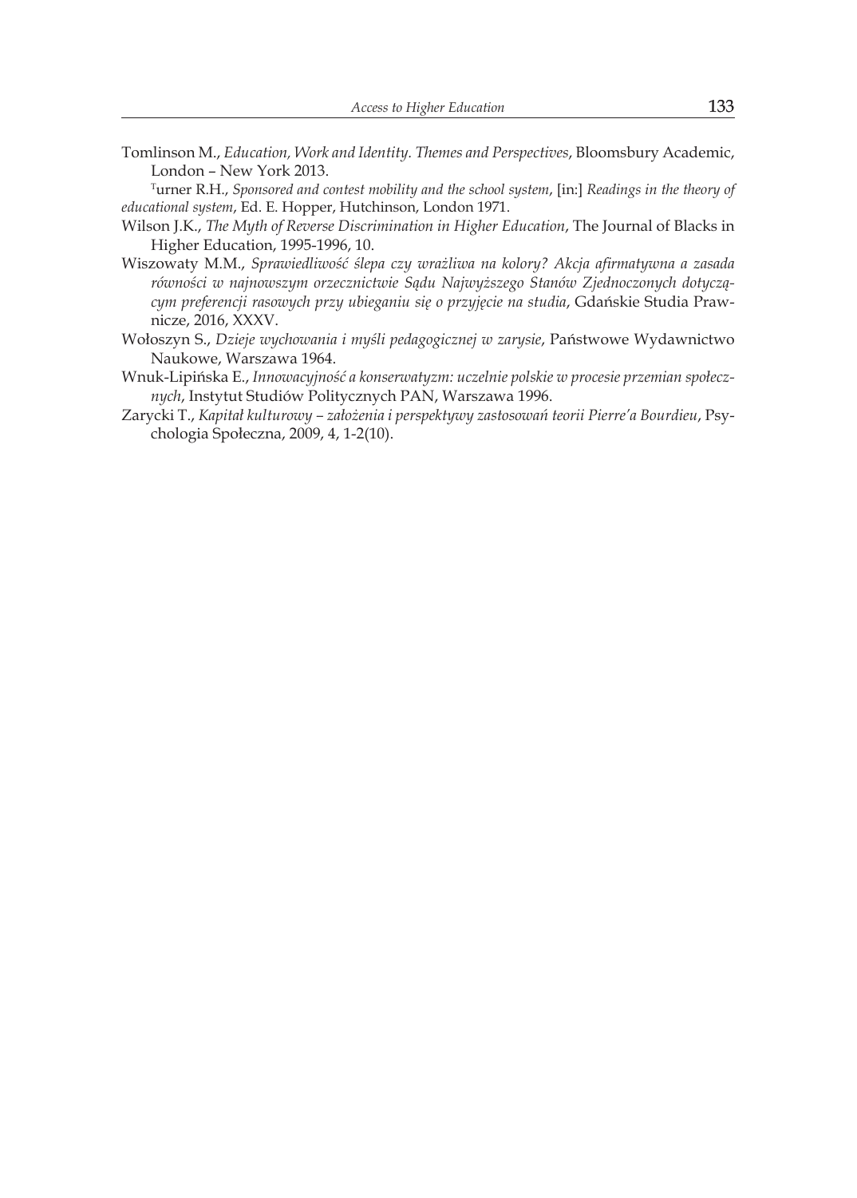Tomlinson M., *Education, Work and Identity. Themes and Perspectives*, Bloomsbury Academic, London – New York 2013.

Turner R.H., *Sponsored and contest mobility and the school system*, [in:] *Readings in the theory of educational system*, Ed. E. Hopper, Hutchinson, London 1971.

Wilson J.K., *The Myth of Reverse Discrimination in Higher Education*, The Journal of Blacks in Higher Education, 1995-1996, 10.

Wiszowaty M.M., *Sprawiedliwość ślepa czy wrażliwa na kolory? Akcja afirmatywna a zasada równości w najnowszym orzecznictwie Sądu Najwyższego Stanów Zjednoczonych dotyczącym preferencji rasowych przy ubieganiu się o przyjęcie na studia*, Gdańskie Studia Prawnicze, 2016, XXXV.

Wołoszyn S., *Dzieje wychowania i myśli pedagogicznej w zarysie*, Państwowe Wydawnictwo Naukowe, Warszawa 1964.

Wnuk-Lipińska E., *Innowacyjność a konserwatyzm: uczelnie polskie w procesie przemian społecznych*, Instytut Studiów Politycznych PAN, Warszawa 1996.

Zarycki T., *Kapitał kulturowy – założenia i perspektywy zastosowań teorii Pierre'a Bourdieu*, Psychologia Społeczna, 2009, 4, 1-2(10).